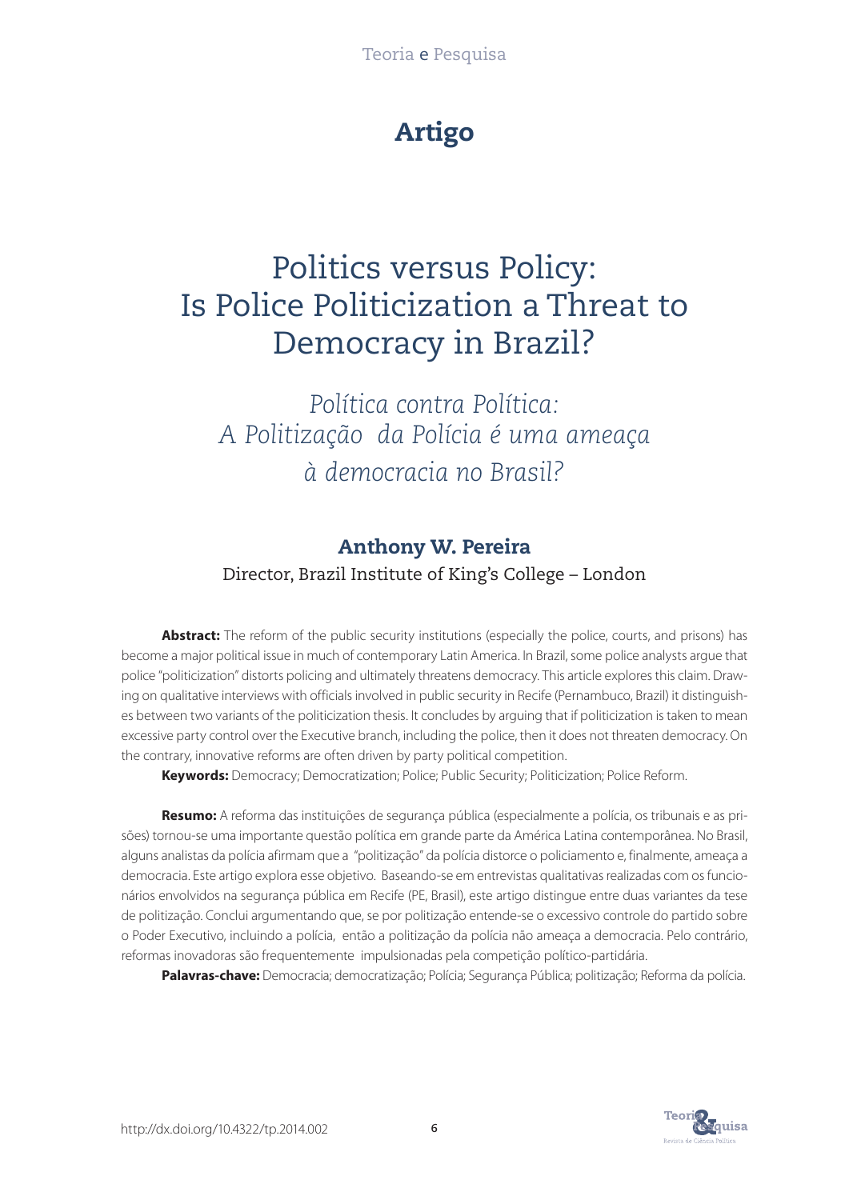Artigo

# Politics versus Policy: Is Police Politicization a Threat to Democracy in Brazil?

## *Política contra Política: A Politização da Polícia é uma ameaça à democracia no Brasil?*

### Anthony W. Pereira

Director, Brazil Institute of King's College – London

**Abstract:** The reform of the public security institutions (especially the police, courts, and prisons) has become a major political issue in much of contemporary Latin America. In Brazil, some police analysts argue that police "politicization" distorts policing and ultimately threatens democracy. This article explores this claim. Drawing on qualitative interviews with officials involved in public security in Recife (Pernambuco, Brazil) it distinguishes between two variants of the politicization thesis. It concludes by arguing that if politicization is taken to mean excessive party control over the Executive branch, including the police, then it does not threaten democracy. On the contrary, innovative reforms are often driven by party political competition.

**Keywords:** Democracy; Democratization; Police; Public Security; Politicization; Police Reform.

**Resumo:** A reforma das instituições de segurança pública (especialmente a polícia, os tribunais e as prisões) tornou-se uma importante questão política em grande parte da América Latina contemporânea. No Brasil, alguns analistas da polícia afirmam que a "politização" da polícia distorce o policiamento e, finalmente, ameaça a democracia. Este artigo explora esse objetivo. Baseando-se em entrevistas qualitativas realizadas com os funcionários envolvidos na segurança pública em Recife (PE, Brasil), este artigo distingue entre duas variantes da tese de politização. Conclui argumentando que, se por politização entende-se o excessivo controle do partido sobre o Poder Executivo, incluindo a polícia, então a politização da polícia não ameaça a democracia. Pelo contrário, reformas inovadoras são frequentemente impulsionadas pela competição político-partidária.

**Palavras-chave:** Democracia; democratização; Polícia; Segurança Pública; politização; Reforma da polícia.

http://dx.doi.org/10.4322/tp.2014.002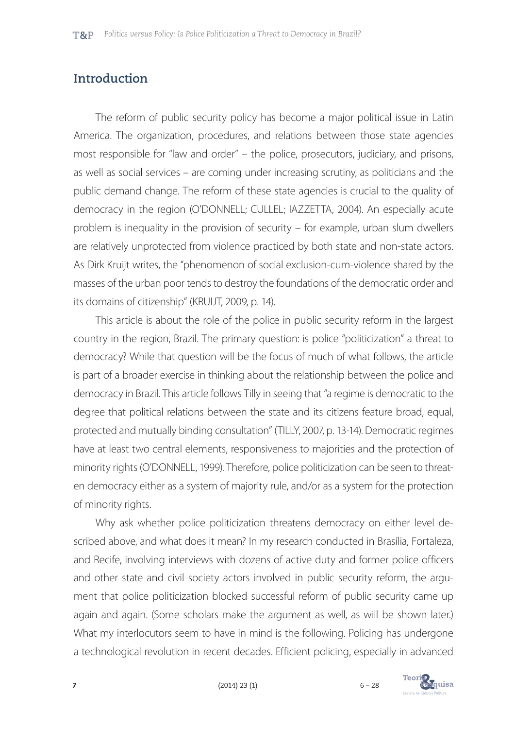## Introduction

The reform of public security policy has become a major political issue in Latin America. The organization, procedures, and relations between those state agencies most responsible for "law and order" – the police, prosecutors, judiciary, and prisons, as well as social services – are coming under increasing scrutiny, as politicians and the public demand change. The reform of these state agencies is crucial to the quality of democracy in the region (O'DONNELL; CULLEL; IAZZETTA, 2004). An especially acute problem is inequality in the provision of security – for example, urban slum dwellers are relatively unprotected from violence practiced by both state and non-state actors. As Dirk Kruijt writes, the "phenomenon of social exclusion-cum-violence shared by the masses of the urban poor tends to destroy the foundations of the democratic order and its domains of citizenship" (KRUIJT, 2009, p. 14).

This article is about the role of the police in public security reform in the largest country in the region, Brazil. The primary question: is police "politicization" a threat to democracy? While that question will be the focus of much of what follows, the article is part of a broader exercise in thinking about the relationship between the police and democracy in Brazil. This article follows Tilly in seeing that "a regime is democratic to the degree that political relations between the state and its citizens feature broad, equal, protected and mutually binding consultation" (TILLY, 2007, p. 13-14). Democratic regimes have at least two central elements, responsiveness to majorities and the protection of minority rights (O'DONNELL, 1999). Therefore, police politicization can be seen to threaten democracy either as a system of majority rule, and/or as a system for the protection of minority rights.

Why ask whether police politicization threatens democracy on either level described above, and what does it mean? In my research conducted in Brasília, Fortaleza, and Recife, involving interviews with dozens of active duty and former police officers and other state and civil society actors involved in public security reform, the argument that police politicization blocked successful reform of public security came up again and again. (Some scholars make the argument as well, as will be shown later.) What my interlocutors seem to have in mind is the following. Policing has undergone a technological revolution in recent decades. Efficient policing, especially in advanced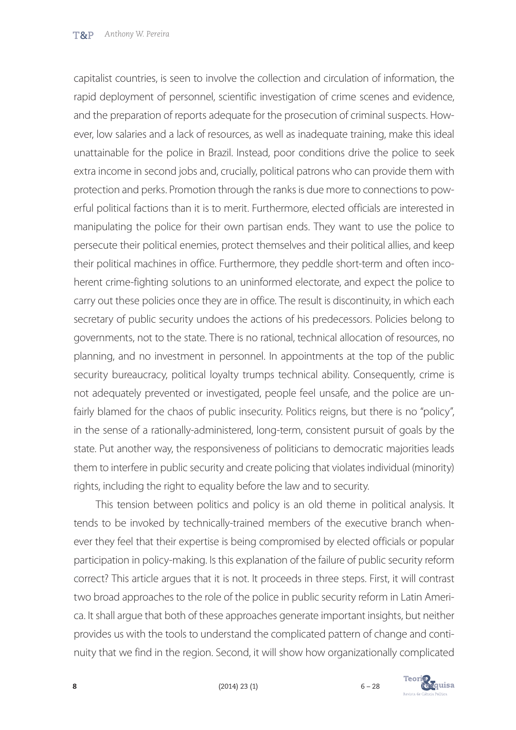capitalist countries, is seen to involve the collection and circulation of information, the rapid deployment of personnel, scientific investigation of crime scenes and evidence, and the preparation of reports adequate for the prosecution of criminal suspects. However, low salaries and a lack of resources, as well as inadequate training, make this ideal unattainable for the police in Brazil. Instead, poor conditions drive the police to seek extra income in second jobs and, crucially, political patrons who can provide them with protection and perks. Promotion through the ranks is due more to connections to powerful political factions than it is to merit. Furthermore, elected officials are interested in manipulating the police for their own partisan ends. They want to use the police to persecute their political enemies, protect themselves and their political allies, and keep their political machines in office. Furthermore, they peddle short-term and often incoherent crime-fighting solutions to an uninformed electorate, and expect the police to carry out these policies once they are in office. The result is discontinuity, in which each secretary of public security undoes the actions of his predecessors. Policies belong to governments, not to the state. There is no rational, technical allocation of resources, no planning, and no investment in personnel. In appointments at the top of the public security bureaucracy, political loyalty trumps technical ability. Consequently, crime is not adequately prevented or investigated, people feel unsafe, and the police are unfairly blamed for the chaos of public insecurity. Politics reigns, but there is no "policy", in the sense of a rationally-administered, long-term, consistent pursuit of goals by the state. Put another way, the responsiveness of politicians to democratic majorities leads them to interfere in public security and create policing that violates individual (minority) rights, including the right to equality before the law and to security.

This tension between politics and policy is an old theme in political analysis. It tends to be invoked by technically-trained members of the executive branch whenever they feel that their expertise is being compromised by elected officials or popular participation in policy-making. Is this explanation of the failure of public security reform correct? This article argues that it is not. It proceeds in three steps. First, it will contrast two broad approaches to the role of the police in public security reform in Latin America. It shall argue that both of these approaches generate important insights, but neither provides us with the tools to understand the complicated pattern of change and continuity that we find in the region. Second, it will show how organizationally complicated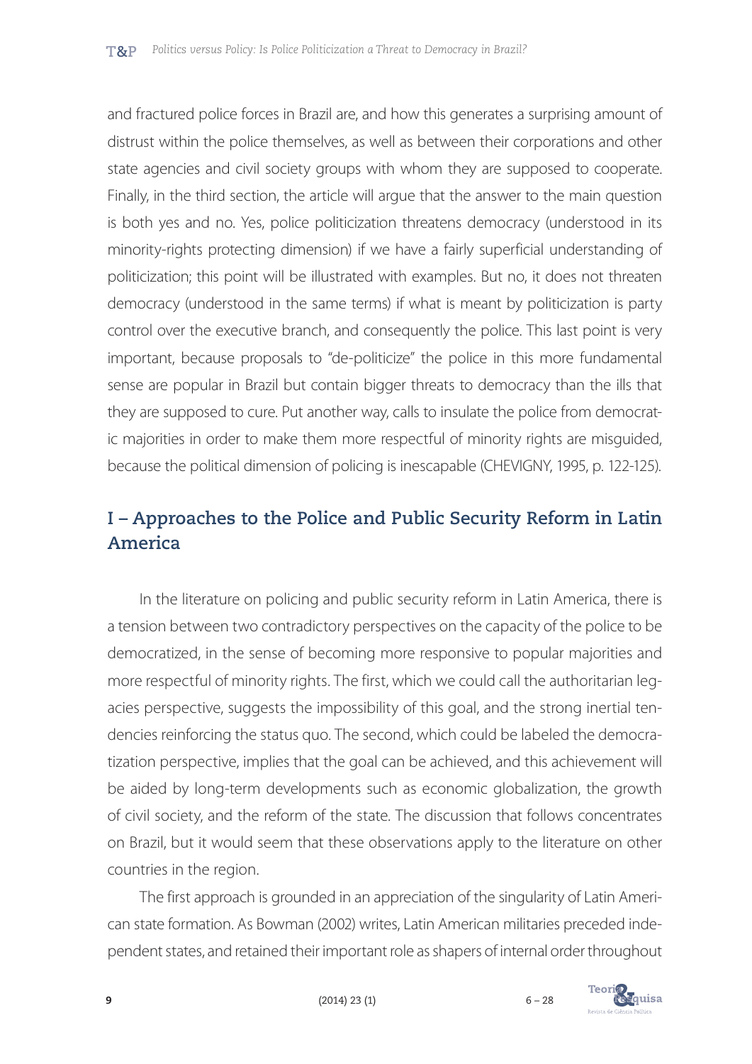and fractured police forces in Brazil are, and how this generates a surprising amount of distrust within the police themselves, as well as between their corporations and other state agencies and civil society groups with whom they are supposed to cooperate. Finally, in the third section, the article will argue that the answer to the main question is both yes and no. Yes, police politicization threatens democracy (understood in its minority-rights protecting dimension) if we have a fairly superficial understanding of politicization; this point will be illustrated with examples. But no, it does not threaten democracy (understood in the same terms) if what is meant by politicization is party control over the executive branch, and consequently the police. This last point is very important, because proposals to "de-politicize" the police in this more fundamental sense are popular in Brazil but contain bigger threats to democracy than the ills that they are supposed to cure. Put another way, calls to insulate the police from democratic majorities in order to make them more respectful of minority rights are misguided, because the political dimension of policing is inescapable (CHEVIGNY, 1995, p. 122-125).

## I – Approaches to the Police and Public Security Reform in Latin America

In the literature on policing and public security reform in Latin America, there is a tension between two contradictory perspectives on the capacity of the police to be democratized, in the sense of becoming more responsive to popular majorities and more respectful of minority rights. The first, which we could call the authoritarian legacies perspective, suggests the impossibility of this goal, and the strong inertial tendencies reinforcing the status quo. The second, which could be labeled the democratization perspective, implies that the goal can be achieved, and this achievement will be aided by long-term developments such as economic globalization, the growth of civil society, and the reform of the state. The discussion that follows concentrates on Brazil, but it would seem that these observations apply to the literature on other countries in the region.

The first approach is grounded in an appreciation of the singularity of Latin American state formation. As Bowman (2002) writes, Latin American militaries preceded independent states, and retained their important role as shapers of internal order throughout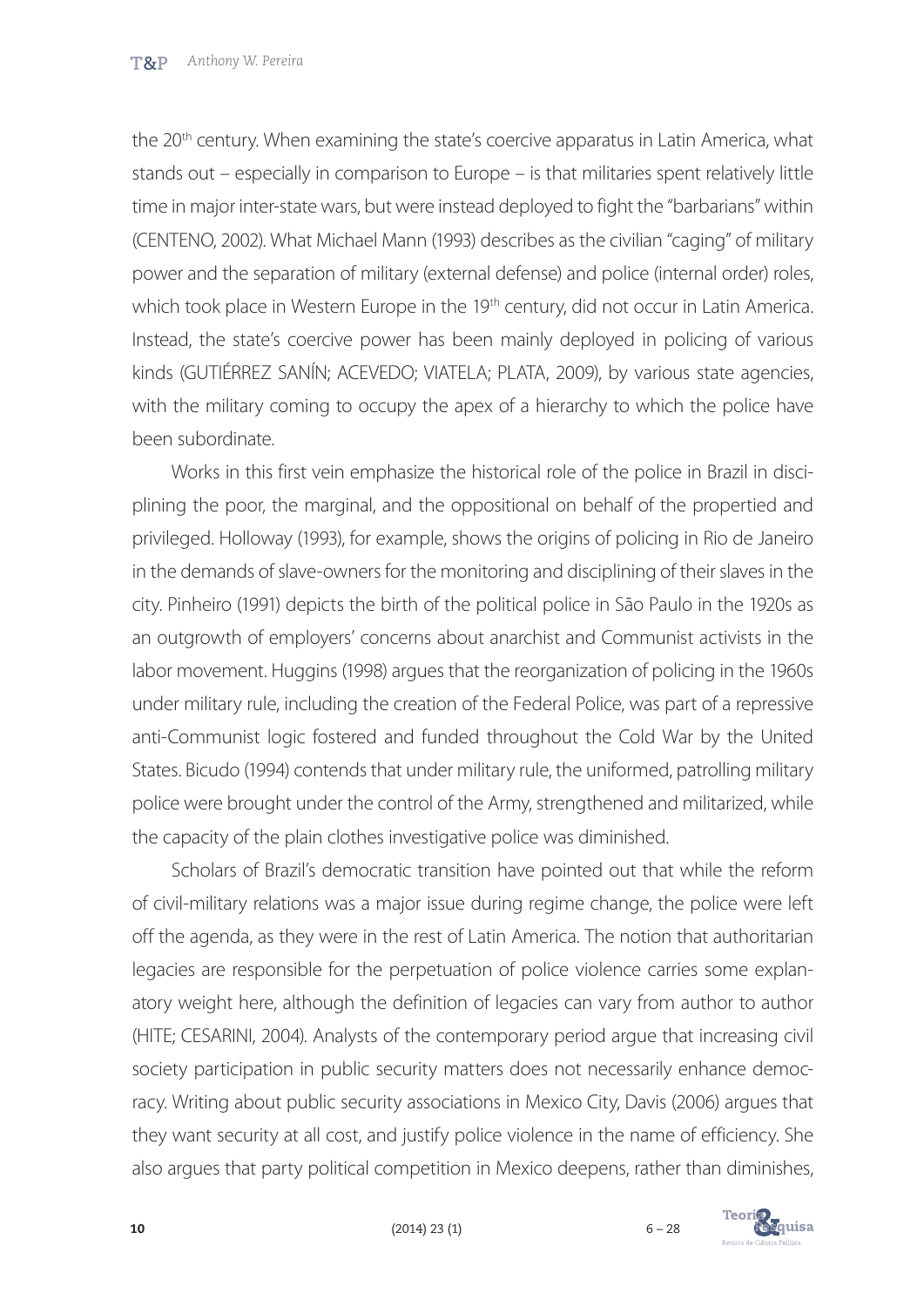the 20th century. When examining the state's coercive apparatus in Latin America, what stands out – especially in comparison to Europe – is that militaries spent relatively little time in major inter-state wars, but were instead deployed to fight the "barbarians" within (CENTENO, 2002). What Michael Mann (1993) describes as the civilian "caging" of military power and the separation of military (external defense) and police (internal order) roles, which took place in Western Europe in the 19th century, did not occur in Latin America. Instead, the state's coercive power has been mainly deployed in policing of various kinds (GUTIÉRREZ SANÍN; ACEVEDO; VIATELA; PLATA, 2009), by various state agencies, with the military coming to occupy the apex of a hierarchy to which the police have been subordinate.

Works in this first vein emphasize the historical role of the police in Brazil in disciplining the poor, the marginal, and the oppositional on behalf of the propertied and privileged. Holloway (1993), for example, shows the origins of policing in Rio de Janeiro in the demands of slave-owners for the monitoring and disciplining of their slaves in the city. Pinheiro (1991) depicts the birth of the political police in São Paulo in the 1920s as an outgrowth of employers' concerns about anarchist and Communist activists in the labor movement. Huggins (1998) argues that the reorganization of policing in the 1960s under military rule, including the creation of the Federal Police, was part of a repressive anti-Communist logic fostered and funded throughout the Cold War by the United States. Bicudo (1994) contends that under military rule, the uniformed, patrolling military police were brought under the control of the Army, strengthened and militarized, while the capacity of the plain clothes investigative police was diminished.

Scholars of Brazil's democratic transition have pointed out that while the reform of civil-military relations was a major issue during regime change, the police were left off the agenda, as they were in the rest of Latin America. The notion that authoritarian legacies are responsible for the perpetuation of police violence carries some explanatory weight here, although the definition of legacies can vary from author to author (HITE; CESARINI, 2004). Analysts of the contemporary period argue that increasing civil society participation in public security matters does not necessarily enhance democracy. Writing about public security associations in Mexico City, Davis (2006) argues that they want security at all cost, and justify police violence in the name of efficiency. She also argues that party political competition in Mexico deepens, rather than diminishes,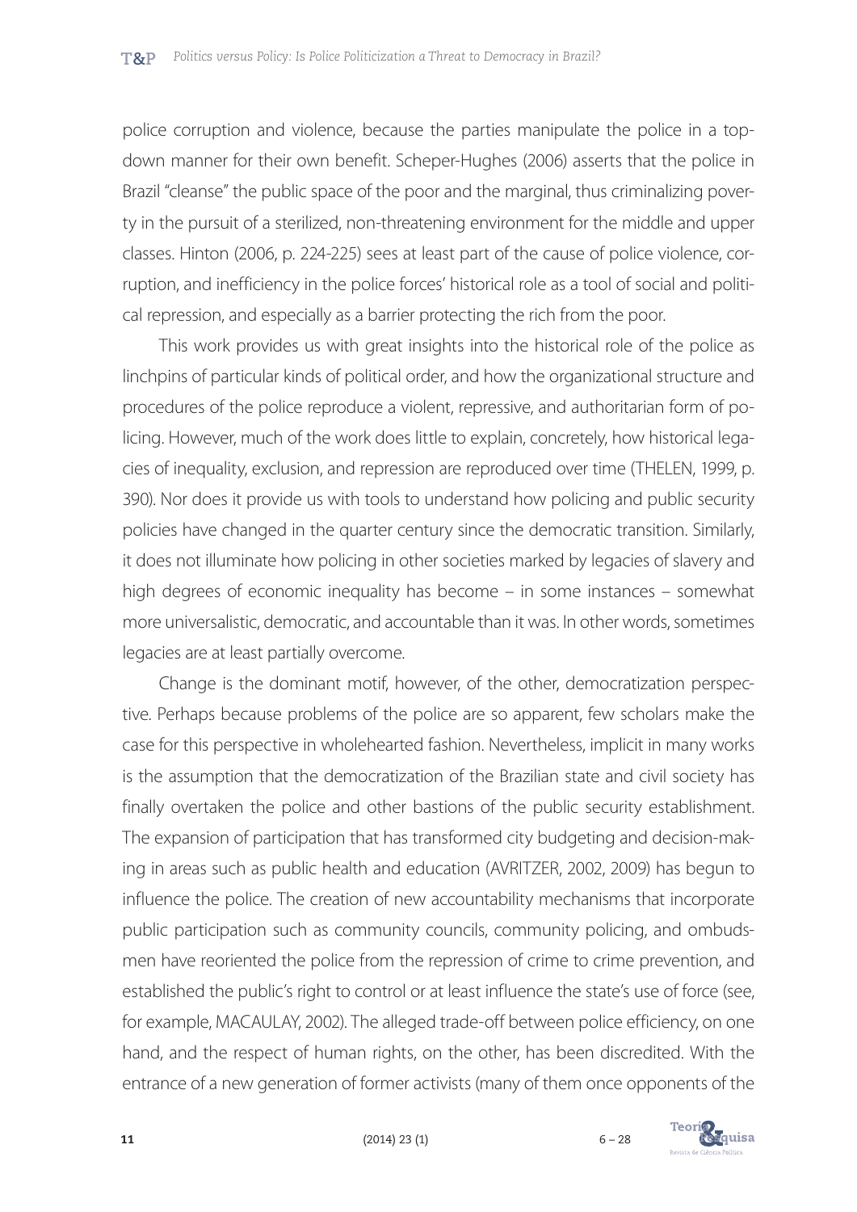police corruption and violence, because the parties manipulate the police in a top-down manner for their own benefit. Scheper-Hughes (2006) asserts that the police in Brazil "cleanse" the public space of the poor and the marginal, thus criminalizing poverty in the pursuit of a sterilized, non-threatening environment for the middle and upper classes. Hinton (2006, p. 224-225) sees at least part of the cause of police violence, corruption, and inefficiency in the police forces' historical role as a tool of social and political repression, and especially as a barrier protecting the rich from the poor.

This work provides us with great insights into the historical role of the police as linchpins of particular kinds of political order, and how the organizational structure and procedures of the police reproduce a violent, repressive, and authoritarian form of policing. However, much of the work does little to explain, concretely, how historical legacies of inequality, exclusion, and repression are reproduced over time (THELEN, 1999, p. 390). Nor does it provide us with tools to understand how policing and public security policies have changed in the quarter century since the democratic transition. Similarly, it does not illuminate how policing in other societies marked by legacies of slavery and high degrees of economic inequality has become – in some instances – somewhat more universalistic, democratic, and accountable than it was. In other words, sometimes legacies are at least partially overcome.

Change is the dominant motif, however, of the other, democratization perspective. Perhaps because problems of the police are so apparent, few scholars make the case for this perspective in wholehearted fashion. Nevertheless, implicit in many works is the assumption that the democratization of the Brazilian state and civil society has finally overtaken the police and other bastions of the public security establishment. The expansion of participation that has transformed city budgeting and decision-making in areas such as public health and education (AVRITZER, 2002, 2009) has begun to influence the police. The creation of new accountability mechanisms that incorporate public participation such as community councils, community policing, and ombudsmen have reoriented the police from the repression of crime to crime prevention, and established the public's right to control or at least influence the state's use of force (see, for example, MACAULAY, 2002). The alleged trade-off between police efficiency, on one hand, and the respect of human rights, on the other, has been discredited. With the entrance of a new generation of former activists (many of them once opponents of the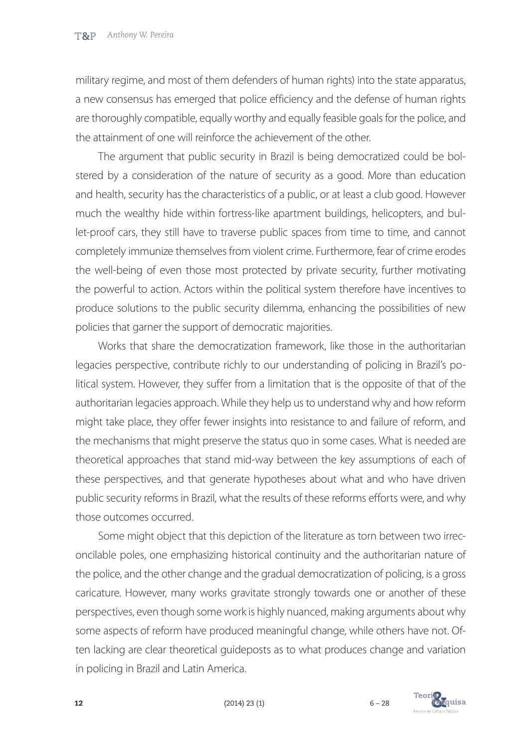military regime, and most of them defenders of human rights) into the state apparatus, a new consensus has emerged that police efficiency and the defense of human rights are thoroughly compatible, equally worthy and equally feasible goals for the police, and the attainment of one will reinforce the achievement of the other.

The argument that public security in Brazil is being democratized could be bolstered by a consideration of the nature of security as a good. More than education and health, security has the characteristics of a public, or at least a club good. However much the wealthy hide within fortress-like apartment buildings, helicopters, and bullet-proof cars, they still have to traverse public spaces from time to time, and cannot completely immunize themselves from violent crime. Furthermore, fear of crime erodes the well-being of even those most protected by private security, further motivating the powerful to action. Actors within the political system therefore have incentives to produce solutions to the public security dilemma, enhancing the possibilities of new policies that garner the support of democratic majorities.

Works that share the democratization framework, like those in the authoritarian legacies perspective, contribute richly to our understanding of policing in Brazil's political system. However, they suffer from a limitation that is the opposite of that of the authoritarian legacies approach. While they help us to understand why and how reform might take place, they offer fewer insights into resistance to and failure of reform, and the mechanisms that might preserve the status quo in some cases. What is needed are theoretical approaches that stand mid-way between the key assumptions of each of these perspectives, and that generate hypotheses about what and who have driven public security reforms in Brazil, what the results of these reforms efforts were, and why those outcomes occurred.

Some might object that this depiction of the literature as torn between two irreconcilable poles, one emphasizing historical continuity and the authoritarian nature of the police, and the other change and the gradual democratization of policing, is a gross caricature. However, many works gravitate strongly towards one or another of these perspectives, even though some work is highly nuanced, making arguments about why some aspects of reform have produced meaningful change, while others have not. Often lacking are clear theoretical guideposts as to what produces change and variation in policing in Brazil and Latin America.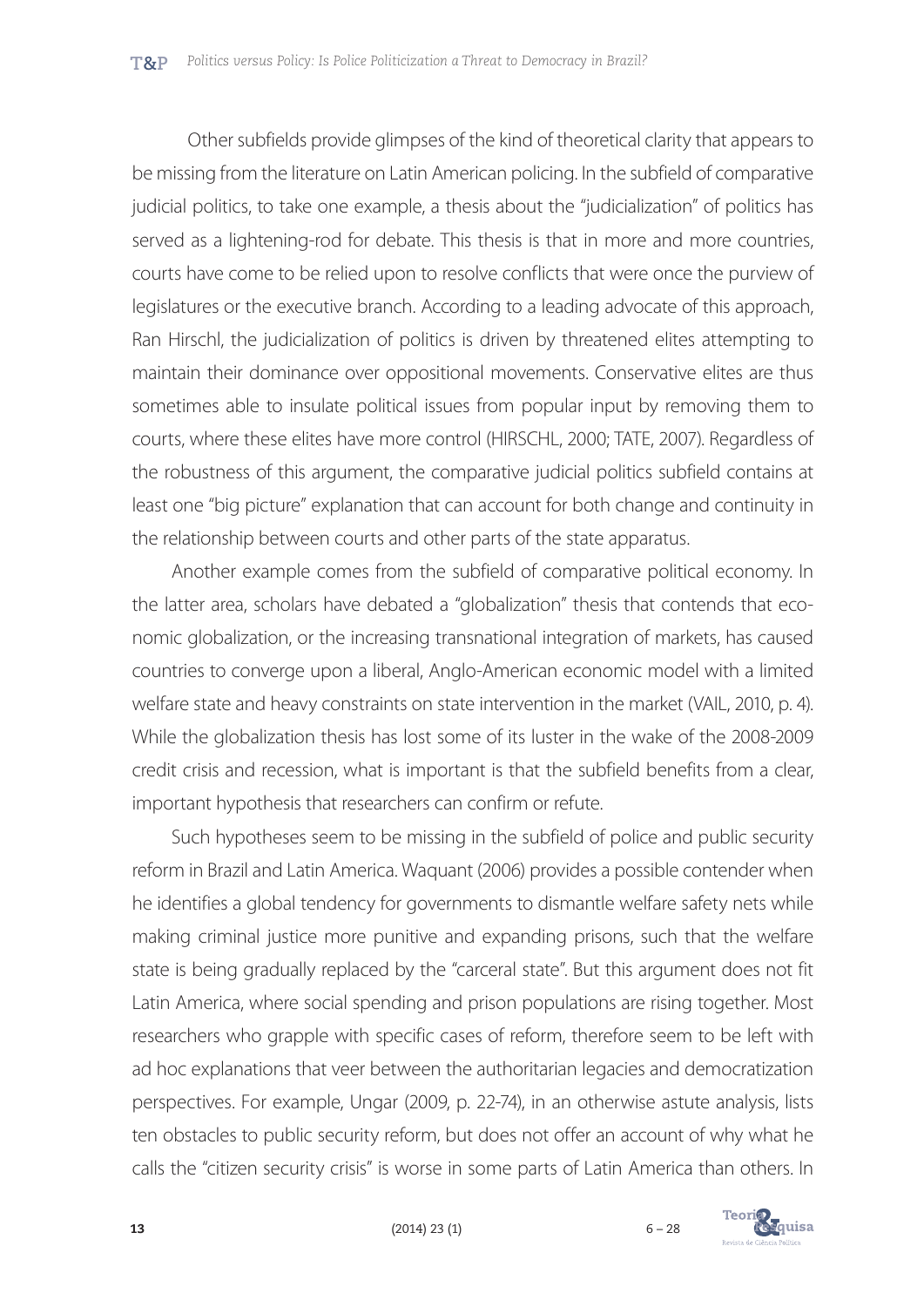Other subfields provide glimpses of the kind of theoretical clarity that appears to be missing from the literature on Latin American policing. In the subfield of comparative judicial politics, to take one example, a thesis about the "judicialization" of politics has served as a lightening-rod for debate. This thesis is that in more and more countries, courts have come to be relied upon to resolve conflicts that were once the purview of legislatures or the executive branch. According to a leading advocate of this approach, Ran Hirschl, the judicialization of politics is driven by threatened elites attempting to maintain their dominance over oppositional movements. Conservative elites are thus sometimes able to insulate political issues from popular input by removing them to courts, where these elites have more control (HIRSCHL, 2000; TATE, 2007). Regardless of the robustness of this argument, the comparative judicial politics subfield contains at least one "big picture" explanation that can account for both change and continuity in the relationship between courts and other parts of the state apparatus.

Another example comes from the subfield of comparative political economy. In the latter area, scholars have debated a "globalization" thesis that contends that economic globalization, or the increasing transnational integration of markets, has caused countries to converge upon a liberal, Anglo-American economic model with a limited welfare state and heavy constraints on state intervention in the market (VAIL, 2010, p. 4). While the globalization thesis has lost some of its luster in the wake of the 2008-2009 credit crisis and recession, what is important is that the subfield benefits from a clear, important hypothesis that researchers can confirm or refute.

Such hypotheses seem to be missing in the subfield of police and public security reform in Brazil and Latin America. Waquant (2006) provides a possible contender when he identifies a global tendency for governments to dismantle welfare safety nets while making criminal justice more punitive and expanding prisons, such that the welfare state is being gradually replaced by the "carceral state". But this argument does not fit Latin America, where social spending and prison populations are rising together. Most researchers who grapple with specific cases of reform, therefore seem to be left with ad hoc explanations that veer between the authoritarian legacies and democratization perspectives. For example, Ungar (2009, p. 22-74), in an otherwise astute analysis, lists ten obstacles to public security reform, but does not offer an account of why what he calls the "citizen security crisis" is worse in some parts of Latin America than others. In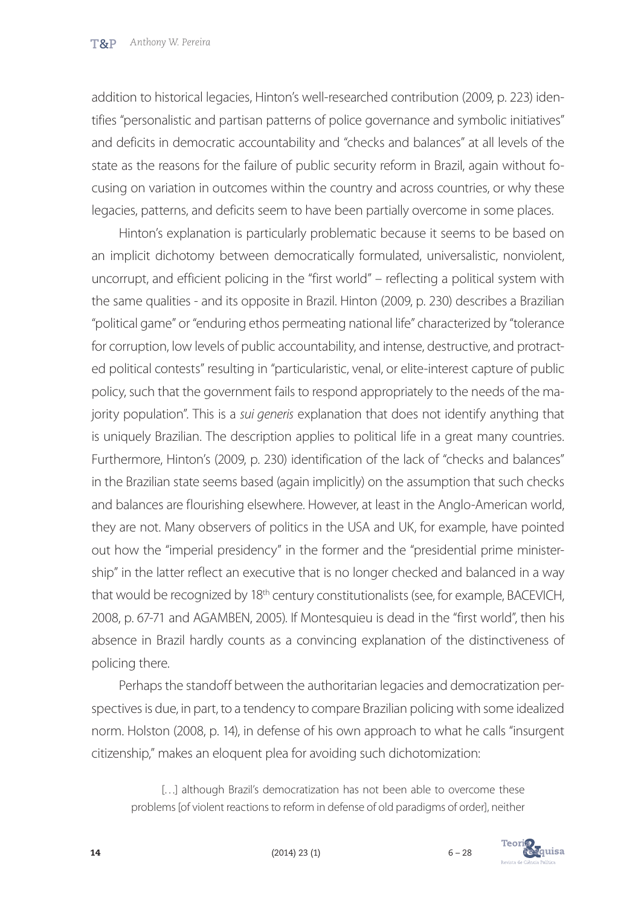addition to historical legacies, Hinton's well-researched contribution (2009, p. 223) identifies "personalistic and partisan patterns of police governance and symbolic initiatives" and deficits in democratic accountability and "checks and balances" at all levels of the state as the reasons for the failure of public security reform in Brazil, again without focusing on variation in outcomes within the country and across countries, or why these legacies, patterns, and deficits seem to have been partially overcome in some places.

Hinton's explanation is particularly problematic because it seems to be based on an implicit dichotomy between democratically formulated, universalistic, nonviolent, uncorrupt, and efficient policing in the "first world" – reflecting a political system with the same qualities - and its opposite in Brazil. Hinton (2009, p. 230) describes a Brazilian "political game" or "enduring ethos permeating national life" characterized by "tolerance for corruption, low levels of public accountability, and intense, destructive, and protracted political contests" resulting in "particularistic, venal, or elite-interest capture of public policy, such that the government fails to respond appropriately to the needs of the majority population". This is a *sui generis* explanation that does not identify anything that is uniquely Brazilian. The description applies to political life in a great many countries. Furthermore, Hinton's (2009, p. 230) identification of the lack of "checks and balances" in the Brazilian state seems based (again implicitly) on the assumption that such checks and balances are flourishing elsewhere. However, at least in the Anglo-American world, they are not. Many observers of politics in the USA and UK, for example, have pointed out how the "imperial presidency" in the former and the "presidential prime ministership" in the latter reflect an executive that is no longer checked and balanced in a way that would be recognized by 18th century constitutionalists (see, for example, BACEVICH, 2008, p. 67-71 and AGAMBEN, 2005). If Montesquieu is dead in the "first world", then his absence in Brazil hardly counts as a convincing explanation of the distinctiveness of policing there.

Perhaps the standoff between the authoritarian legacies and democratization perspectives is due, in part, to a tendency to compare Brazilian policing with some idealized norm. Holston (2008, p. 14), in defense of his own approach to what he calls "insurgent citizenship," makes an eloquent plea for avoiding such dichotomization:

> […] although Brazil's democratization has not been able to overcome these problems [of violent reactions to reform in defense of old paradigms of order], neither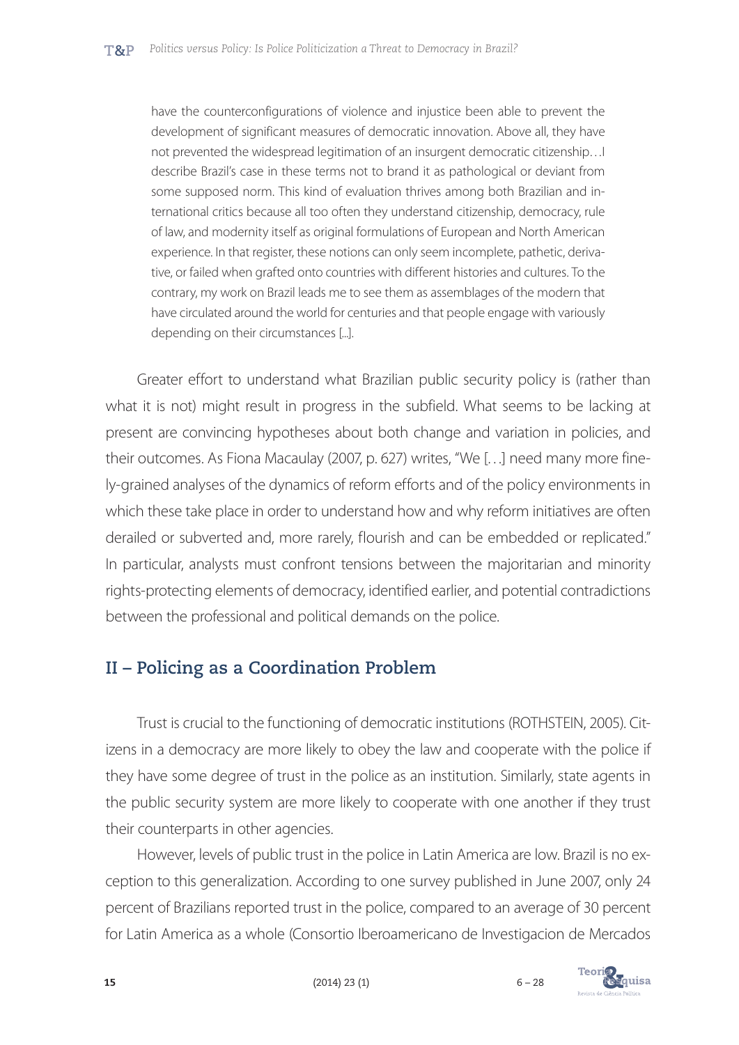> have the counterconfigurations of violence and injustice been able to prevent the development of significant measures of democratic innovation. Above all, they have not prevented the widespread legitimation of an insurgent democratic citizenship…I describe Brazil's case in these terms not to brand it as pathological or deviant from some supposed norm. This kind of evaluation thrives among both Brazilian and international critics because all too often they understand citizenship, democracy, rule of law, and modernity itself as original formulations of European and North American experience. In that register, these notions can only seem incomplete, pathetic, derivative, or failed when grafted onto countries with different histories and cultures. To the contrary, my work on Brazil leads me to see them as assemblages of the modern that have circulated around the world for centuries and that people engage with variously depending on their circumstances [...].

Greater effort to understand what Brazilian public security policy is (rather than what it is not) might result in progress in the subfield. What seems to be lacking at present are convincing hypotheses about both change and variation in policies, and their outcomes. As Fiona Macaulay (2007, p. 627) writes, "We […] need many more finely-grained analyses of the dynamics of reform efforts and of the policy environments in which these take place in order to understand how and why reform initiatives are often derailed or subverted and, more rarely, flourish and can be embedded or replicated." In particular, analysts must confront tensions between the majoritarian and minority rights-protecting elements of democracy, identified earlier, and potential contradictions between the professional and political demands on the police.

## II – Policing as a Coordination Problem

Trust is crucial to the functioning of democratic institutions (ROTHSTEIN, 2005). Citizens in a democracy are more likely to obey the law and cooperate with the police if they have some degree of trust in the police as an institution. Similarly, state agents in the public security system are more likely to cooperate with one another if they trust their counterparts in other agencies.

However, levels of public trust in the police in Latin America are low. Brazil is no exception to this generalization. According to one survey published in June 2007, only 24 percent of Brazilians reported trust in the police, compared to an average of 30 percent for Latin America as a whole (Consortio Iberoamericano de Investigacion de Mercados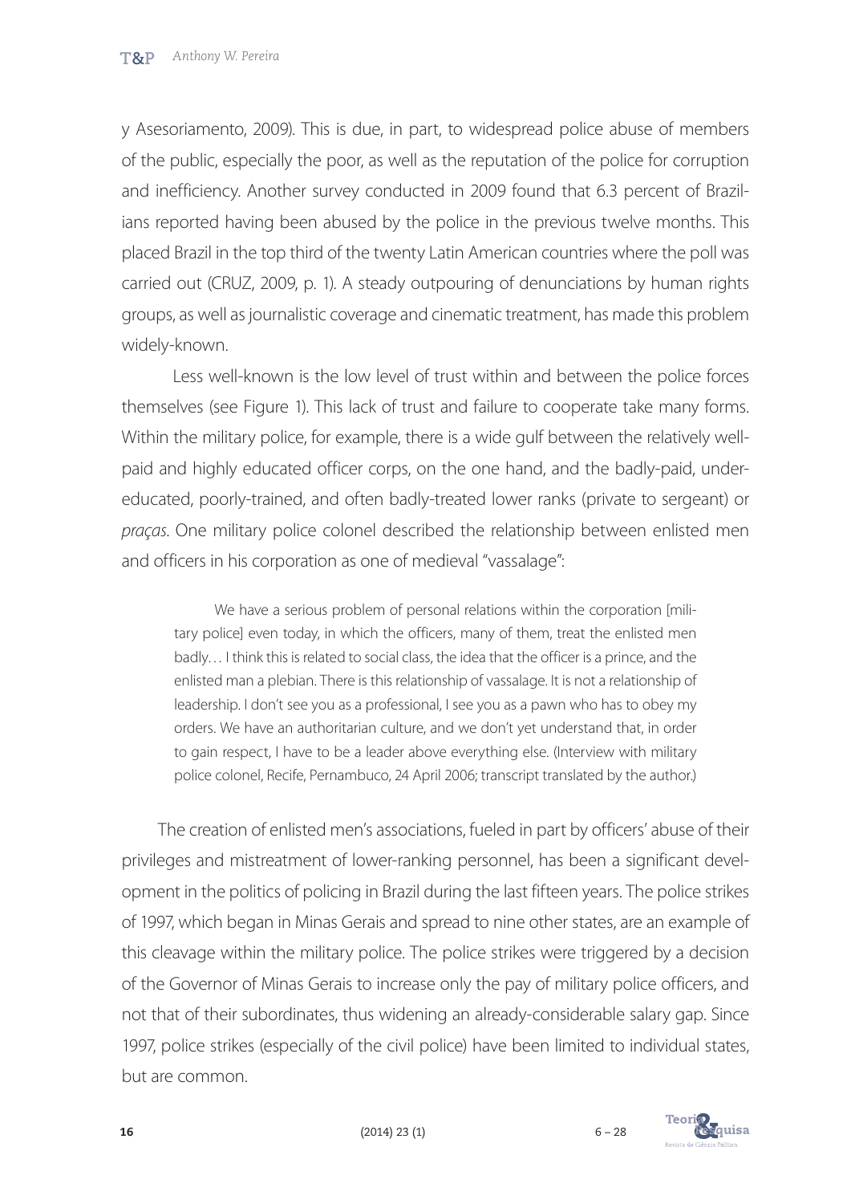y Asesoriamento, 2009). This is due, in part, to widespread police abuse of members of the public, especially the poor, as well as the reputation of the police for corruption and inefficiency. Another survey conducted in 2009 found that 6.3 percent of Brazilians reported having been abused by the police in the previous twelve months. This placed Brazil in the top third of the twenty Latin American countries where the poll was carried out (CRUZ, 2009, p. 1). A steady outpouring of denunciations by human rights groups, as well as journalistic coverage and cinematic treatment, has made this problem widely-known.

Less well-known is the low level of trust within and between the police forces themselves (see Figure 1). This lack of trust and failure to cooperate take many forms. Within the military police, for example, there is a wide gulf between the relatively well-paid and highly educated officer corps, on the one hand, and the badly-paid, under-educated, poorly-trained, and often badly-treated lower ranks (private to sergeant) or *praças*. One military police colonel described the relationship between enlisted men and officers in his corporation as one of medieval "vassalage":

> We have a serious problem of personal relations within the corporation [military police] even today, in which the officers, many of them, treat the enlisted men badly… I think this is related to social class, the idea that the officer is a prince, and the enlisted man a plebian. There is this relationship of vassalage. It is not a relationship of leadership. I don't see you as a professional, I see you as a pawn who has to obey my orders. We have an authoritarian culture, and we don't yet understand that, in order to gain respect, I have to be a leader above everything else. (Interview with military police colonel, Recife, Pernambuco, 24 April 2006; transcript translated by the author.)

The creation of enlisted men's associations, fueled in part by officers' abuse of their privileges and mistreatment of lower-ranking personnel, has been a significant development in the politics of policing in Brazil during the last fifteen years. The police strikes of 1997, which began in Minas Gerais and spread to nine other states, are an example of this cleavage within the military police. The police strikes were triggered by a decision of the Governor of Minas Gerais to increase only the pay of military police officers, and not that of their subordinates, thus widening an already-considerable salary gap. Since 1997, police strikes (especially of the civil police) have been limited to individual states, but are common.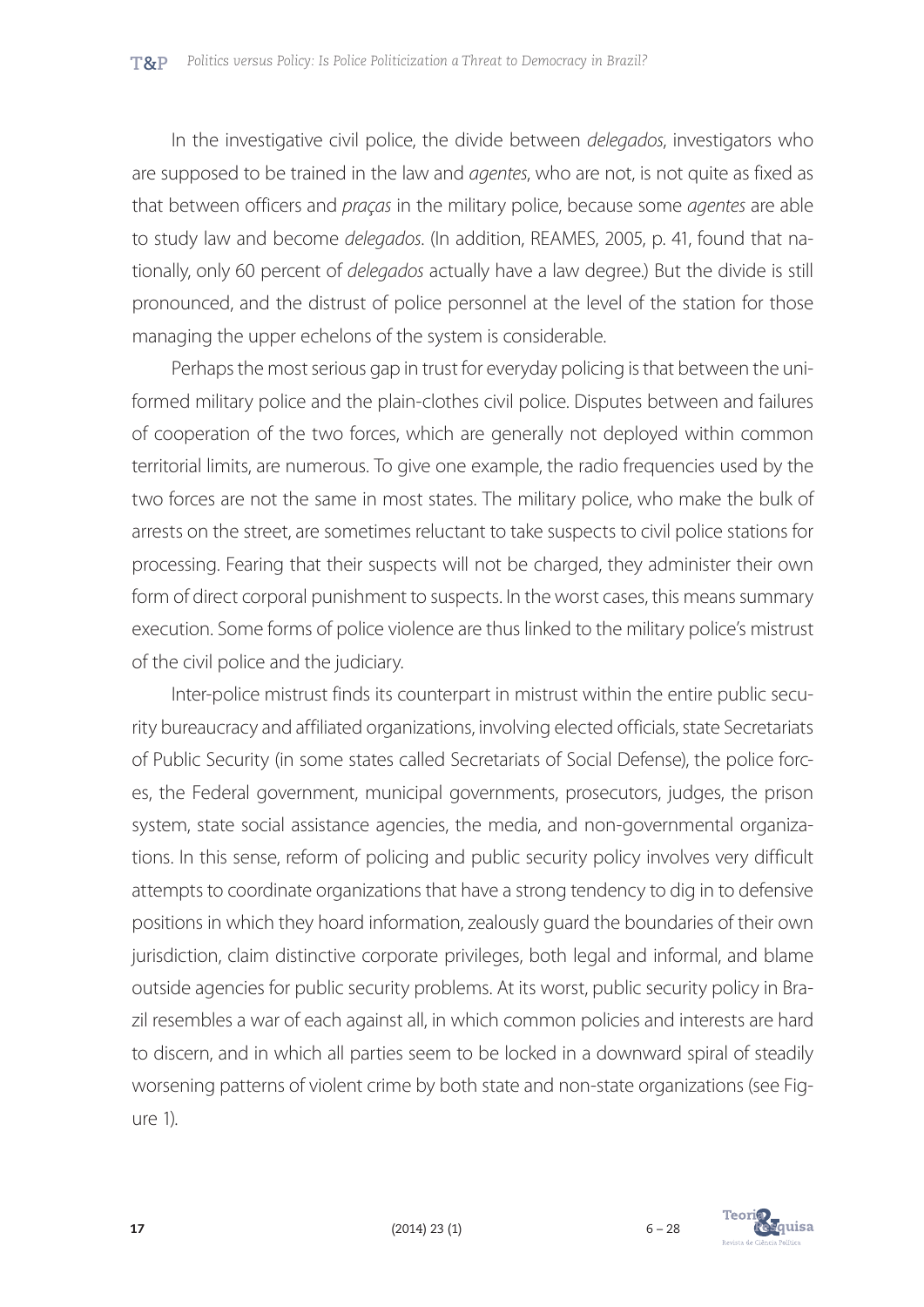In the investigative civil police, the divide between *delegados*, investigators who are supposed to be trained in the law and *agentes*, who are not, is not quite as fixed as that between officers and *praças* in the military police, because some *agentes* are able to study law and become *delegados*. (In addition, REAMES, 2005, p. 41, found that nationally, only 60 percent of *delegados* actually have a law degree.) But the divide is still pronounced, and the distrust of police personnel at the level of the station for those managing the upper echelons of the system is considerable.

Perhaps the most serious gap in trust for everyday policing is that between the uniformed military police and the plain-clothes civil police. Disputes between and failures of cooperation of the two forces, which are generally not deployed within common territorial limits, are numerous. To give one example, the radio frequencies used by the two forces are not the same in most states. The military police, who make the bulk of arrests on the street, are sometimes reluctant to take suspects to civil police stations for processing. Fearing that their suspects will not be charged, they administer their own form of direct corporal punishment to suspects. In the worst cases, this means summary execution. Some forms of police violence are thus linked to the military police's mistrust of the civil police and the judiciary.

Inter-police mistrust finds its counterpart in mistrust within the entire public security bureaucracy and affiliated organizations, involving elected officials, state Secretariats of Public Security (in some states called Secretariats of Social Defense), the police forces, the Federal government, municipal governments, prosecutors, judges, the prison system, state social assistance agencies, the media, and non-governmental organizations. In this sense, reform of policing and public security policy involves very difficult attempts to coordinate organizations that have a strong tendency to dig in to defensive positions in which they hoard information, zealously guard the boundaries of their own jurisdiction, claim distinctive corporate privileges, both legal and informal, and blame outside agencies for public security problems. At its worst, public security policy in Brazil resembles a war of each against all, in which common policies and interests are hard to discern, and in which all parties seem to be locked in a downward spiral of steadily worsening patterns of violent crime by both state and non-state organizations (see Figure 1).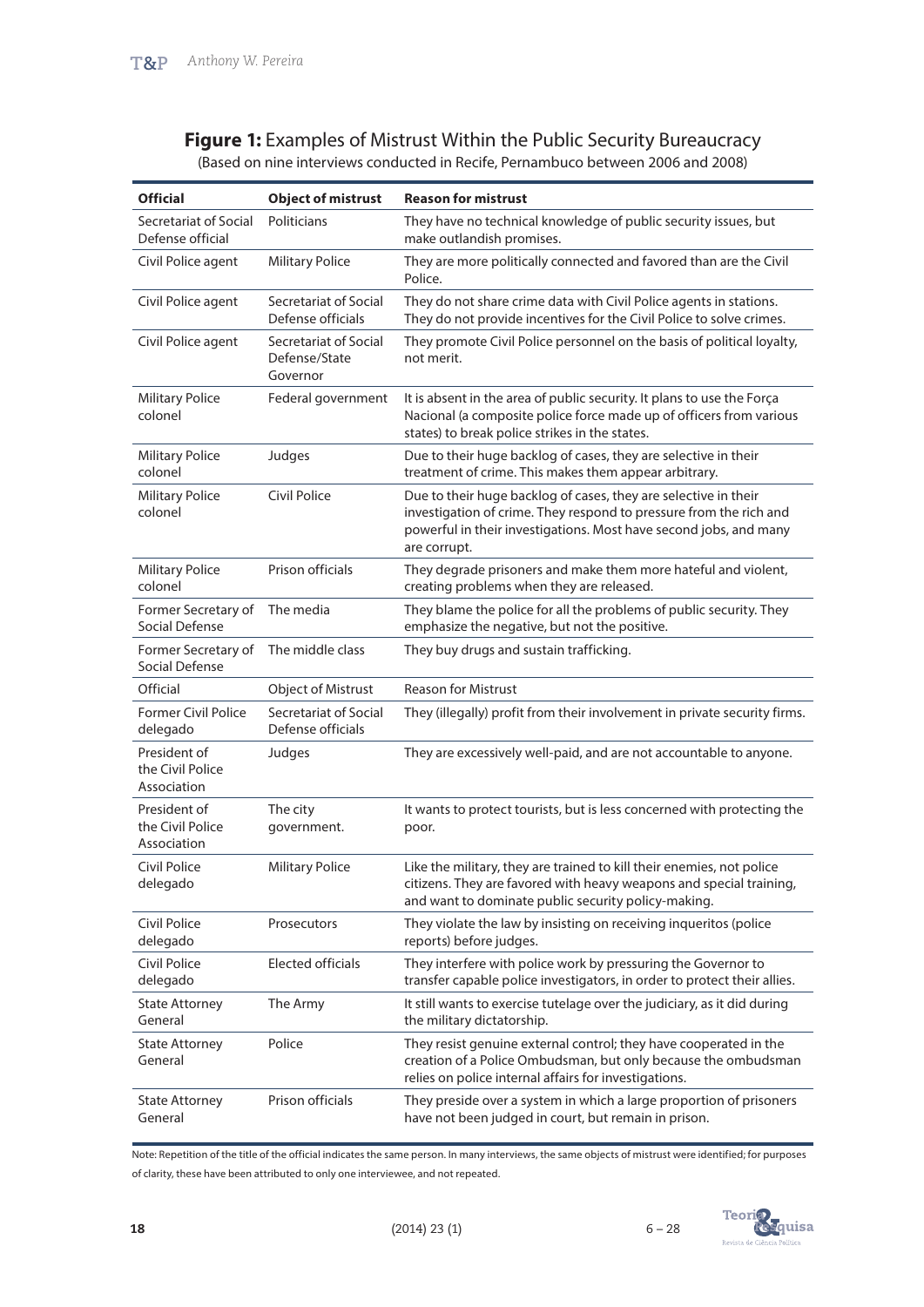**Figure 1:** Examples of Mistrust Within the Public Security Bureaucracy

(Based on nine interviews conducted in Recife, Pernambuco between 2006 and 2008)

| Official | Object of mistrust | Reason for mistrust |
|---|---|---|
| Secretariat of Social Defense official | Politicians | They have no technical knowledge of public security issues, but make outlandish promises. |
| Civil Police agent | Military Police | They are more politically connected and favored than are the Civil Police. |
| Civil Police agent | Secretariat of Social Defense officials | They do not share crime data with Civil Police agents in stations. They do not provide incentives for the Civil Police to solve crimes. |
| Civil Police agent | Secretariat of Social Defense/State Governor | They promote Civil Police personnel on the basis of political loyalty, not merit. |
| Military Police colonel | Federal government | It is absent in the area of public security. It plans to use the Força Nacional (a composite police force made up of officers from various states) to break police strikes in the states. |
| Military Police colonel | Judges | Due to their huge backlog of cases, they are selective in their treatment of crime. This makes them appear arbitrary. |
| Military Police colonel | Civil Police | Due to their huge backlog of cases, they are selective in their investigation of crime. They respond to pressure from the rich and powerful in their investigations. Most have second jobs, and many are corrupt. |
| Military Police colonel | Prison officials | They degrade prisoners and make them more hateful and violent, creating problems when they are released. |
| Former Secretary of Social Defense | The media | They blame the police for all the problems of public security. They emphasize the negative, but not the positive. |
| Former Secretary of Social Defense | The middle class | They buy drugs and sustain trafficking. |
| Official | Object of Mistrust | Reason for Mistrust |
| Former Civil Police delegado | Secretariat of Social Defense officials | They (illegally) profit from their involvement in private security firms. |
| President of the Civil Police Association | Judges | They are excessively well-paid, and are not accountable to anyone. |
| President of the Civil Police Association | The city government. | It wants to protect tourists, but is less concerned with protecting the poor. |
| Civil Police delegado | Military Police | Like the military, they are trained to kill their enemies, not police citizens. They are favored with heavy weapons and special training, and want to dominate public security policy-making. |
| Civil Police delegado | Prosecutors | They violate the law by insisting on receiving inqueritos (police reports) before judges. |
| Civil Police delegado | Elected officials | They interfere with police work by pressuring the Governor to transfer capable police investigators, in order to protect their allies. |
| State Attorney General | The Army | It still wants to exercise tutelage over the judiciary, as it did during the military dictatorship. |
| State Attorney General | Police | They resist genuine external control; they have cooperated in the creation of a Police Ombudsman, but only because the ombudsman relies on police internal affairs for investigations. |
| State Attorney General | Prison officials | They preside over a system in which a large proportion of prisoners have not been judged in court, but remain in prison. |

Note: Repetition of the title of the official indicates the same person. In many interviews, the same objects of mistrust were identified; for purposes of clarity, these have been attributed to only one interviewee, and not repeated.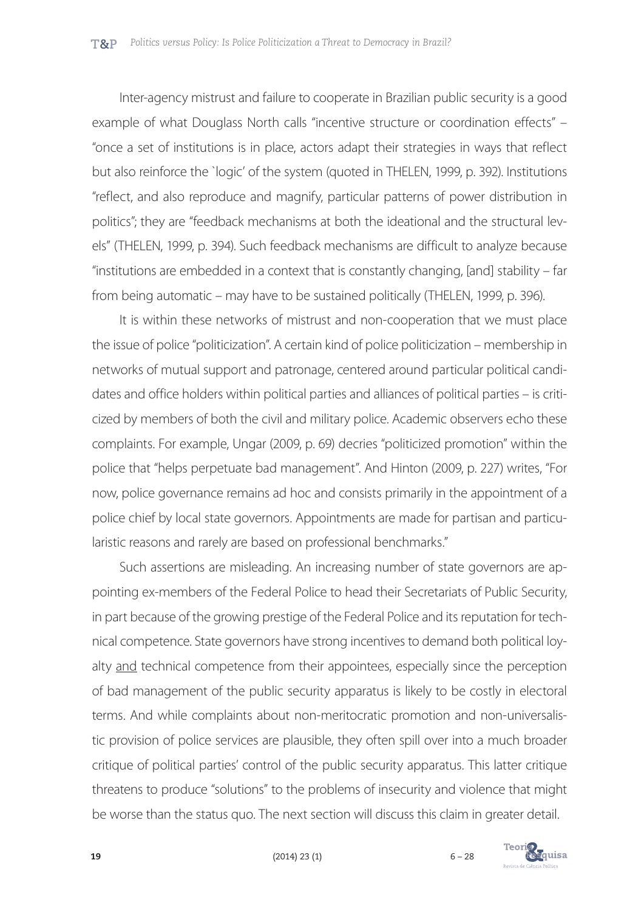Inter-agency mistrust and failure to cooperate in Brazilian public security is a good example of what Douglass North calls "incentive structure or coordination effects" – "once a set of institutions is in place, actors adapt their strategies in ways that reflect but also reinforce the `logic' of the system (quoted in THELEN, 1999, p. 392). Institutions "reflect, and also reproduce and magnify, particular patterns of power distribution in politics"; they are "feedback mechanisms at both the ideational and the structural levels" (THELEN, 1999, p. 394). Such feedback mechanisms are difficult to analyze because "institutions are embedded in a context that is constantly changing, [and] stability – far from being automatic – may have to be sustained politically (THELEN, 1999, p. 396).

It is within these networks of mistrust and non-cooperation that we must place the issue of police "politicization". A certain kind of police politicization – membership in networks of mutual support and patronage, centered around particular political candidates and office holders within political parties and alliances of political parties – is criticized by members of both the civil and military police. Academic observers echo these complaints. For example, Ungar (2009, p. 69) decries "politicized promotion" within the police that "helps perpetuate bad management". And Hinton (2009, p. 227) writes, "For now, police governance remains ad hoc and consists primarily in the appointment of a police chief by local state governors. Appointments are made for partisan and particularistic reasons and rarely are based on professional benchmarks."

Such assertions are misleading. An increasing number of state governors are appointing ex-members of the Federal Police to head their Secretariats of Public Security, in part because of the growing prestige of the Federal Police and its reputation for technical competence. State governors have strong incentives to demand both political loyalty <u>and</u> technical competence from their appointees, especially since the perception of bad management of the public security apparatus is likely to be costly in electoral terms. And while complaints about non-meritocratic promotion and non-universalistic provision of police services are plausible, they often spill over into a much broader critique of political parties' control of the public security apparatus. This latter critique threatens to produce "solutions" to the problems of insecurity and violence that might be worse than the status quo. The next section will discuss this claim in greater detail.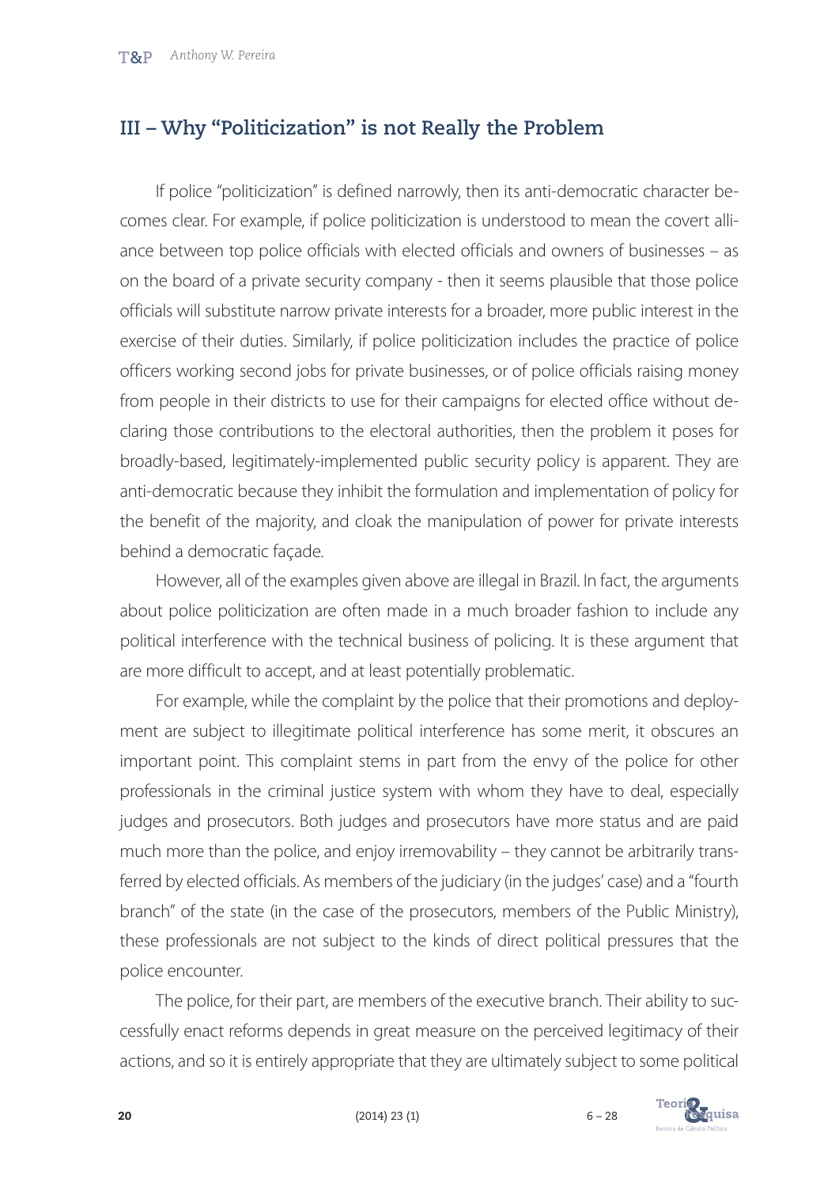## III – Why "Politicization" is not Really the Problem

If police "politicization" is defined narrowly, then its anti-democratic character becomes clear. For example, if police politicization is understood to mean the covert alliance between top police officials with elected officials and owners of businesses – as on the board of a private security company - then it seems plausible that those police officials will substitute narrow private interests for a broader, more public interest in the exercise of their duties. Similarly, if police politicization includes the practice of police officers working second jobs for private businesses, or of police officials raising money from people in their districts to use for their campaigns for elected office without declaring those contributions to the electoral authorities, then the problem it poses for broadly-based, legitimately-implemented public security policy is apparent. They are anti-democratic because they inhibit the formulation and implementation of policy for the benefit of the majority, and cloak the manipulation of power for private interests behind a democratic façade.

However, all of the examples given above are illegal in Brazil. In fact, the arguments about police politicization are often made in a much broader fashion to include any political interference with the technical business of policing. It is these argument that are more difficult to accept, and at least potentially problematic.

For example, while the complaint by the police that their promotions and deployment are subject to illegitimate political interference has some merit, it obscures an important point. This complaint stems in part from the envy of the police for other professionals in the criminal justice system with whom they have to deal, especially judges and prosecutors. Both judges and prosecutors have more status and are paid much more than the police, and enjoy irremovability – they cannot be arbitrarily transferred by elected officials. As members of the judiciary (in the judges' case) and a "fourth branch" of the state (in the case of the prosecutors, members of the Public Ministry), these professionals are not subject to the kinds of direct political pressures that the police encounter.

The police, for their part, are members of the executive branch. Their ability to successfully enact reforms depends in great measure on the perceived legitimacy of their actions, and so it is entirely appropriate that they are ultimately subject to some political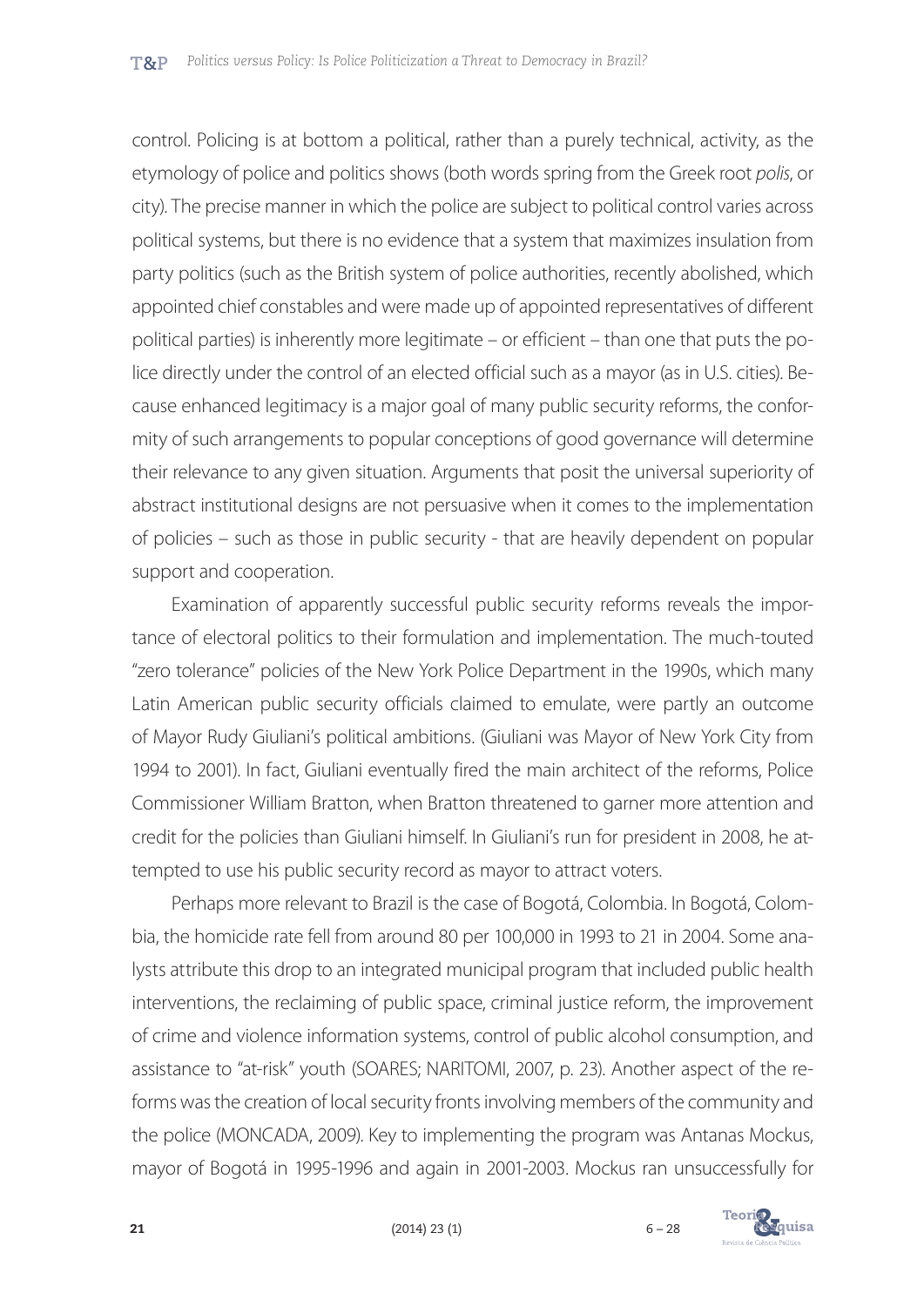control. Policing is at bottom a political, rather than a purely technical, activity, as the etymology of police and politics shows (both words spring from the Greek root *polis*, or city). The precise manner in which the police are subject to political control varies across political systems, but there is no evidence that a system that maximizes insulation from party politics (such as the British system of police authorities, recently abolished, which appointed chief constables and were made up of appointed representatives of different political parties) is inherently more legitimate – or efficient – than one that puts the police directly under the control of an elected official such as a mayor (as in U.S. cities). Because enhanced legitimacy is a major goal of many public security reforms, the conformity of such arrangements to popular conceptions of good governance will determine their relevance to any given situation. Arguments that posit the universal superiority of abstract institutional designs are not persuasive when it comes to the implementation of policies – such as those in public security - that are heavily dependent on popular support and cooperation.

Examination of apparently successful public security reforms reveals the importance of electoral politics to their formulation and implementation. The much-touted "zero tolerance" policies of the New York Police Department in the 1990s, which many Latin American public security officials claimed to emulate, were partly an outcome of Mayor Rudy Giuliani's political ambitions. (Giuliani was Mayor of New York City from 1994 to 2001). In fact, Giuliani eventually fired the main architect of the reforms, Police Commissioner William Bratton, when Bratton threatened to garner more attention and credit for the policies than Giuliani himself. In Giuliani's run for president in 2008, he attempted to use his public security record as mayor to attract voters.

Perhaps more relevant to Brazil is the case of Bogotá, Colombia. In Bogotá, Colombia, the homicide rate fell from around 80 per 100,000 in 1993 to 21 in 2004. Some analysts attribute this drop to an integrated municipal program that included public health interventions, the reclaiming of public space, criminal justice reform, the improvement of crime and violence information systems, control of public alcohol consumption, and assistance to "at-risk" youth (SOARES; NARITOMI, 2007, p. 23). Another aspect of the reforms was the creation of local security fronts involving members of the community and the police (MONCADA, 2009). Key to implementing the program was Antanas Mockus, mayor of Bogotá in 1995-1996 and again in 2001-2003. Mockus ran unsuccessfully for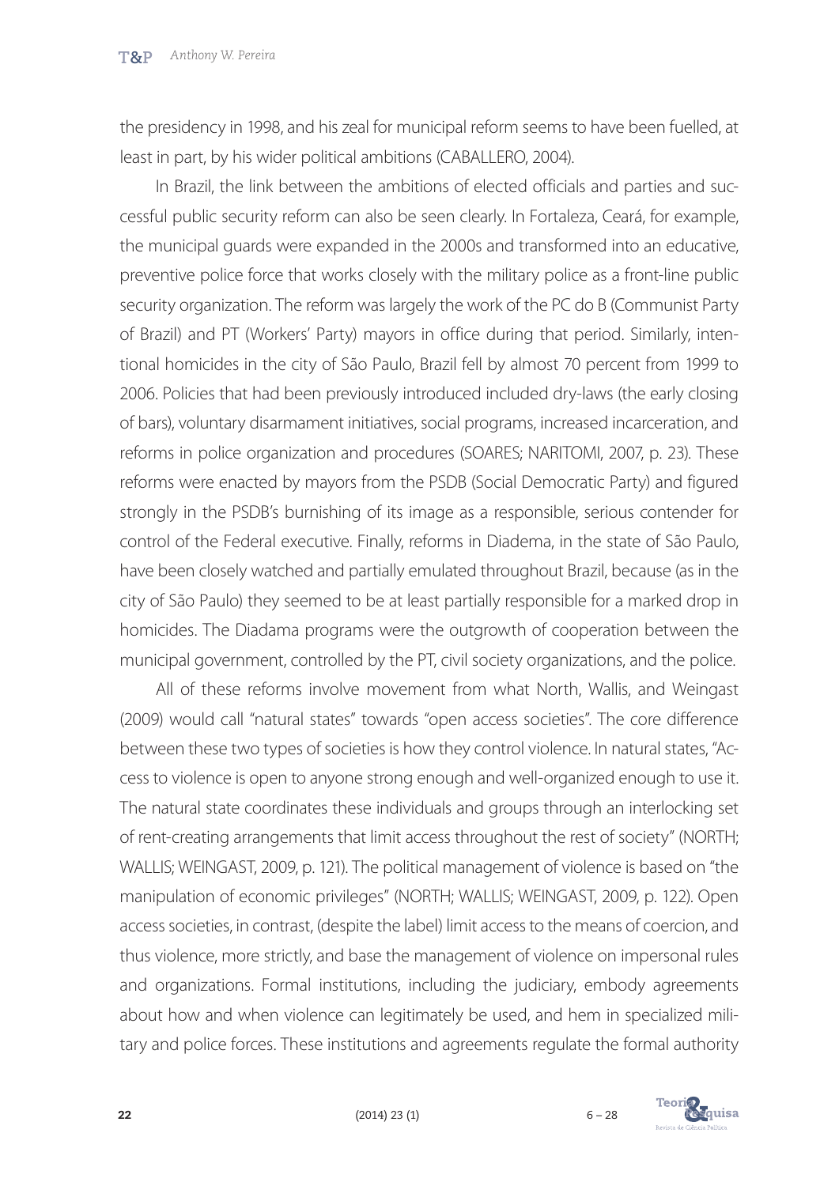the presidency in 1998, and his zeal for municipal reform seems to have been fuelled, at least in part, by his wider political ambitions (CABALLERO, 2004).

In Brazil, the link between the ambitions of elected officials and parties and successful public security reform can also be seen clearly. In Fortaleza, Ceará, for example, the municipal guards were expanded in the 2000s and transformed into an educative, preventive police force that works closely with the military police as a front-line public security organization. The reform was largely the work of the PC do B (Communist Party of Brazil) and PT (Workers' Party) mayors in office during that period. Similarly, intentional homicides in the city of São Paulo, Brazil fell by almost 70 percent from 1999 to 2006. Policies that had been previously introduced included dry-laws (the early closing of bars), voluntary disarmament initiatives, social programs, increased incarceration, and reforms in police organization and procedures (SOARES; NARITOMI, 2007, p. 23). These reforms were enacted by mayors from the PSDB (Social Democratic Party) and figured strongly in the PSDB's burnishing of its image as a responsible, serious contender for control of the Federal executive. Finally, reforms in Diadema, in the state of São Paulo, have been closely watched and partially emulated throughout Brazil, because (as in the city of São Paulo) they seemed to be at least partially responsible for a marked drop in homicides. The Diadama programs were the outgrowth of cooperation between the municipal government, controlled by the PT, civil society organizations, and the police.

All of these reforms involve movement from what North, Wallis, and Weingast (2009) would call "natural states" towards "open access societies". The core difference between these two types of societies is how they control violence. In natural states, "Access to violence is open to anyone strong enough and well-organized enough to use it. The natural state coordinates these individuals and groups through an interlocking set of rent-creating arrangements that limit access throughout the rest of society" (NORTH; WALLIS; WEINGAST, 2009, p. 121). The political management of violence is based on "the manipulation of economic privileges" (NORTH; WALLIS; WEINGAST, 2009, p. 122). Open access societies, in contrast, (despite the label) limit access to the means of coercion, and thus violence, more strictly, and base the management of violence on impersonal rules and organizations. Formal institutions, including the judiciary, embody agreements about how and when violence can legitimately be used, and hem in specialized military and police forces. These institutions and agreements regulate the formal authority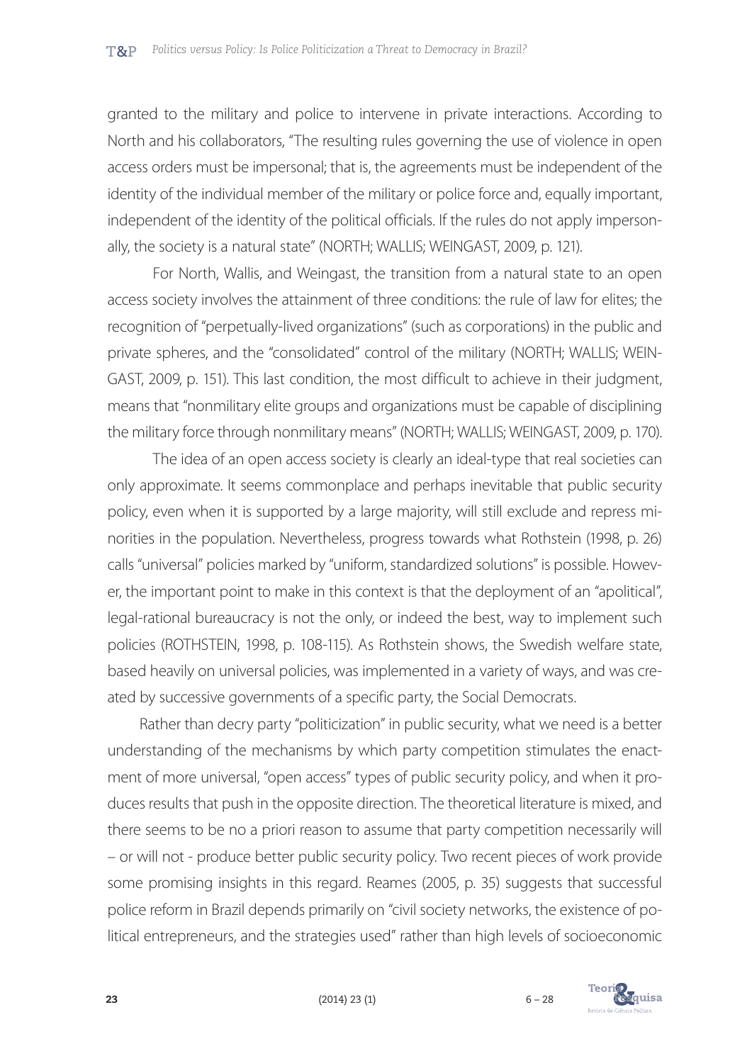granted to the military and police to intervene in private interactions. According to North and his collaborators, "The resulting rules governing the use of violence in open access orders must be impersonal; that is, the agreements must be independent of the identity of the individual member of the military or police force and, equally important, independent of the identity of the political officials. If the rules do not apply impersonally, the society is a natural state" (NORTH; WALLIS; WEINGAST, 2009, p. 121).

For North, Wallis, and Weingast, the transition from a natural state to an open access society involves the attainment of three conditions: the rule of law for elites; the recognition of "perpetually-lived organizations" (such as corporations) in the public and private spheres, and the "consolidated" control of the military (NORTH; WALLIS; WEINGAST, 2009, p. 151). This last condition, the most difficult to achieve in their judgment, means that "nonmilitary elite groups and organizations must be capable of disciplining the military force through nonmilitary means" (NORTH; WALLIS; WEINGAST, 2009, p. 170).

The idea of an open access society is clearly an ideal-type that real societies can only approximate. It seems commonplace and perhaps inevitable that public security policy, even when it is supported by a large majority, will still exclude and repress minorities in the population. Nevertheless, progress towards what Rothstein (1998, p. 26) calls "universal" policies marked by "uniform, standardized solutions" is possible. However, the important point to make in this context is that the deployment of an "apolitical", legal-rational bureaucracy is not the only, or indeed the best, way to implement such policies (ROTHSTEIN, 1998, p. 108-115). As Rothstein shows, the Swedish welfare state, based heavily on universal policies, was implemented in a variety of ways, and was created by successive governments of a specific party, the Social Democrats.

Rather than decry party "politicization" in public security, what we need is a better understanding of the mechanisms by which party competition stimulates the enactment of more universal, "open access" types of public security policy, and when it produces results that push in the opposite direction. The theoretical literature is mixed, and there seems to be no a priori reason to assume that party competition necessarily will – or will not - produce better public security policy. Two recent pieces of work provide some promising insights in this regard. Reames (2005, p. 35) suggests that successful police reform in Brazil depends primarily on "civil society networks, the existence of political entrepreneurs, and the strategies used" rather than high levels of socioeconomic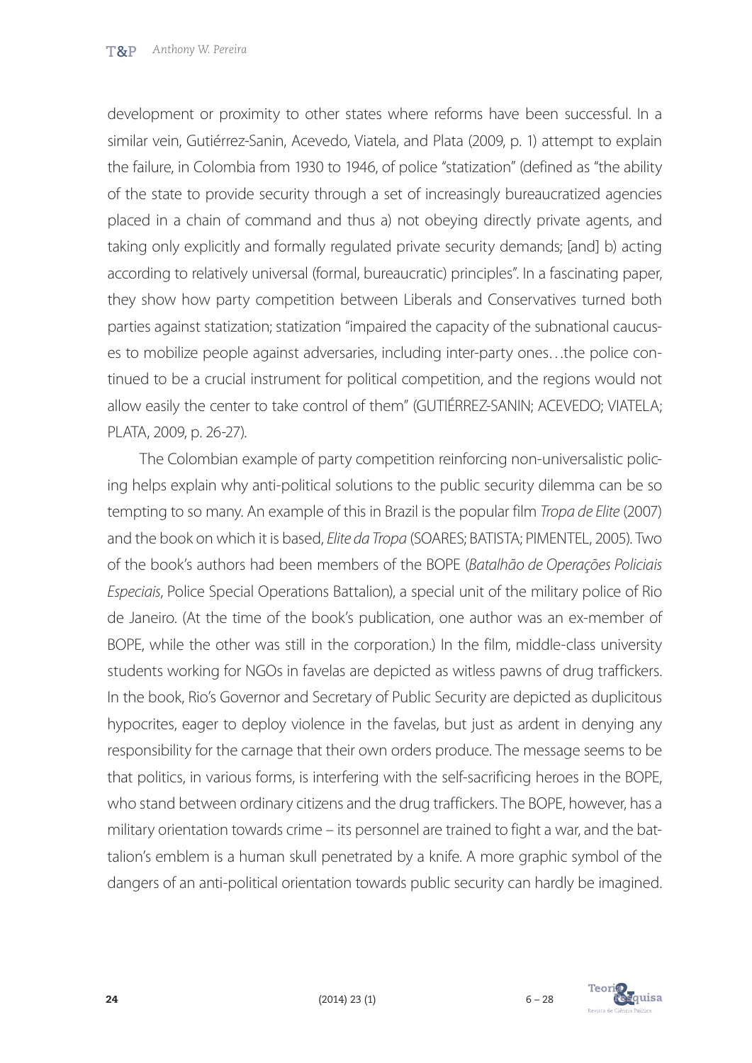development or proximity to other states where reforms have been successful. In a similar vein, Gutiérrez-Sanin, Acevedo, Viatela, and Plata (2009, p. 1) attempt to explain the failure, in Colombia from 1930 to 1946, of police "statization" (defined as "the ability of the state to provide security through a set of increasingly bureaucratized agencies placed in a chain of command and thus a) not obeying directly private agents, and taking only explicitly and formally regulated private security demands; [and] b) acting according to relatively universal (formal, bureaucratic) principles". In a fascinating paper, they show how party competition between Liberals and Conservatives turned both parties against statization; statization "impaired the capacity of the subnational caucuses to mobilize people against adversaries, including inter-party ones…the police continued to be a crucial instrument for political competition, and the regions would not allow easily the center to take control of them" (GUTIÉRREZ-SANIN; ACEVEDO; VIATELA; PLATA, 2009, p. 26-27).

The Colombian example of party competition reinforcing non-universalistic policing helps explain why anti-political solutions to the public security dilemma can be so tempting to so many. An example of this in Brazil is the popular film *Tropa de Elite* (2007) and the book on which it is based, *Elite da Tropa* (SOARES; BATISTA; PIMENTEL, 2005). Two of the book's authors had been members of the BOPE (*Batalhão de Operações Policiais Especiais*, Police Special Operations Battalion), a special unit of the military police of Rio de Janeiro. (At the time of the book's publication, one author was an ex-member of BOPE, while the other was still in the corporation.) In the film, middle-class university students working for NGOs in favelas are depicted as witless pawns of drug traffickers. In the book, Rio's Governor and Secretary of Public Security are depicted as duplicitous hypocrites, eager to deploy violence in the favelas, but just as ardent in denying any responsibility for the carnage that their own orders produce. The message seems to be that politics, in various forms, is interfering with the self-sacrificing heroes in the BOPE, who stand between ordinary citizens and the drug traffickers. The BOPE, however, has a military orientation towards crime – its personnel are trained to fight a war, and the battalion's emblem is a human skull penetrated by a knife. A more graphic symbol of the dangers of an anti-political orientation towards public security can hardly be imagined.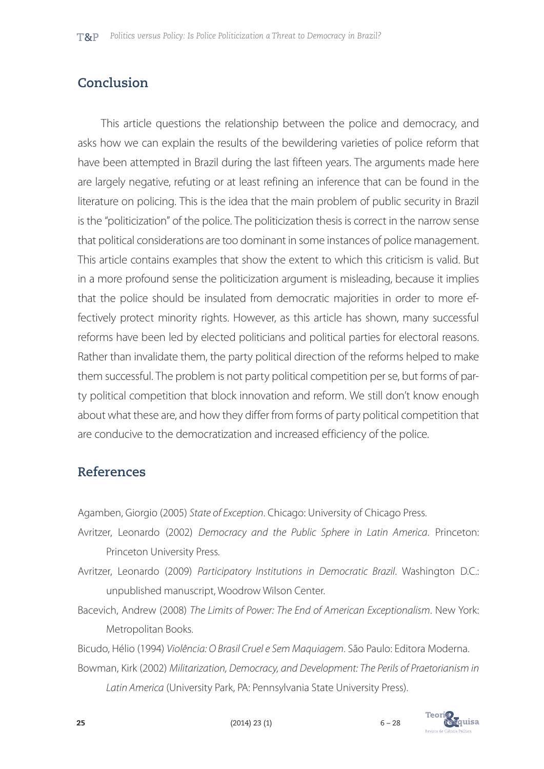## Conclusion

This article questions the relationship between the police and democracy, and asks how we can explain the results of the bewildering varieties of police reform that have been attempted in Brazil during the last fifteen years. The arguments made here are largely negative, refuting or at least refining an inference that can be found in the literature on policing. This is the idea that the main problem of public security in Brazil is the "politicization" of the police. The politicization thesis is correct in the narrow sense that political considerations are too dominant in some instances of police management. This article contains examples that show the extent to which this criticism is valid. But in a more profound sense the politicization argument is misleading, because it implies that the police should be insulated from democratic majorities in order to more effectively protect minority rights. However, as this article has shown, many successful reforms have been led by elected politicians and political parties for electoral reasons. Rather than invalidate them, the party political direction of the reforms helped to make them successful. The problem is not party political competition per se, but forms of party political competition that block innovation and reform. We still don't know enough about what these are, and how they differ from forms of party political competition that are conducive to the democratization and increased efficiency of the police.

## References

Agamben, Giorgio (2005) *State of Exception*. Chicago: University of Chicago Press.

Avritzer, Leonardo (2002) *Democracy and the Public Sphere in Latin America*. Princeton: Princeton University Press.

Avritzer, Leonardo (2009) *Participatory Institutions in Democratic Brazil*. Washington D.C.: unpublished manuscript, Woodrow Wilson Center.

Bacevich, Andrew (2008) *The Limits of Power: The End of American Exceptionalism*. New York: Metropolitan Books.

Bicudo, Hélio (1994) *Violência: O Brasil Cruel e Sem Maquiagem*. São Paulo: Editora Moderna.

Bowman, Kirk (2002) *Militarization, Democracy, and Development: The Perils of Praetorianism in Latin America* (University Park, PA: Pennsylvania State University Press).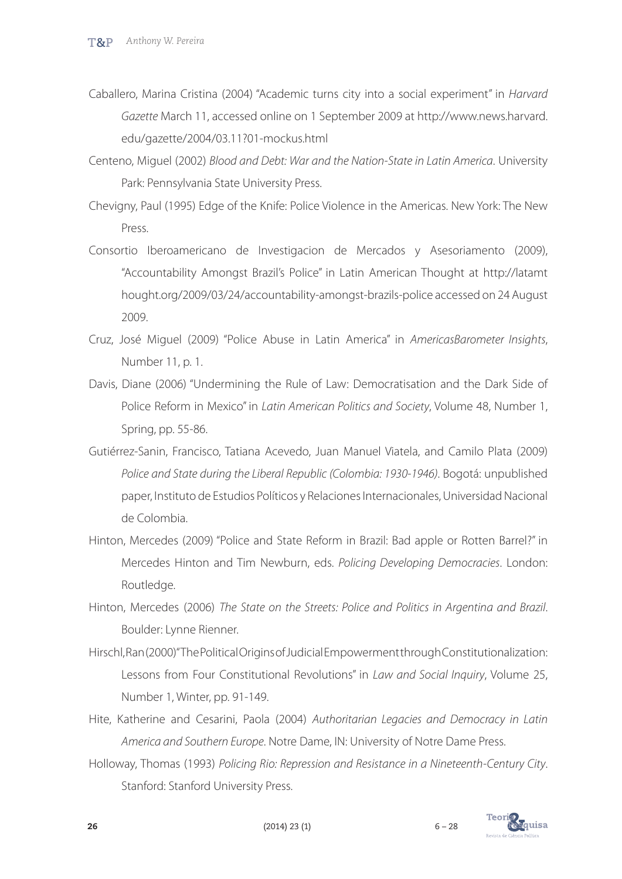Caballero, Marina Cristina (2004) "Academic turns city into a social experiment" in *Harvard Gazette* March 11, accessed online on 1 September 2009 at http://www.news.harvard.edu/gazette/2004/03.11?01-mockus.html

Centeno, Miguel (2002) *Blood and Debt: War and the Nation-State in Latin America*. University Park: Pennsylvania State University Press.

Chevigny, Paul (1995) Edge of the Knife: Police Violence in the Americas. New York: The New Press.

Consortio Iberoamericano de Investigacion de Mercados y Asesoriamento (2009), "Accountability Amongst Brazil's Police" in Latin American Thought at http://latamthought.org/2009/03/24/accountability-amongst-brazils-police accessed on 24 August 2009.

Cruz, José Miguel (2009) "Police Abuse in Latin America" in *AmericasBarometer Insights*, Number 11, p. 1.

Davis, Diane (2006) "Undermining the Rule of Law: Democratisation and the Dark Side of Police Reform in Mexico" in *Latin American Politics and Society*, Volume 48, Number 1, Spring, pp. 55-86.

Gutiérrez-Sanin, Francisco, Tatiana Acevedo, Juan Manuel Viatela, and Camilo Plata (2009) *Police and State during the Liberal Republic (Colombia: 1930-1946)*. Bogotá: unpublished paper, Instituto de Estudios Políticos y Relaciones Internacionales, Universidad Nacional de Colombia.

Hinton, Mercedes (2009) "Police and State Reform in Brazil: Bad apple or Rotten Barrel?" in Mercedes Hinton and Tim Newburn, eds. *Policing Developing Democracies*. London: Routledge.

Hinton, Mercedes (2006) *The State on the Streets: Police and Politics in Argentina and Brazil*. Boulder: Lynne Rienner.

Hirschl, Ran (2000) "The Political Origins of Judicial Empowerment through Constitutionalization: Lessons from Four Constitutional Revolutions" in *Law and Social Inquiry*, Volume 25, Number 1, Winter, pp. 91-149.

Hite, Katherine and Cesarini, Paola (2004) *Authoritarian Legacies and Democracy in Latin America and Southern Europe*. Notre Dame, IN: University of Notre Dame Press.

Holloway, Thomas (1993) *Policing Rio: Repression and Resistance in a Nineteenth-Century City*. Stanford: Stanford University Press.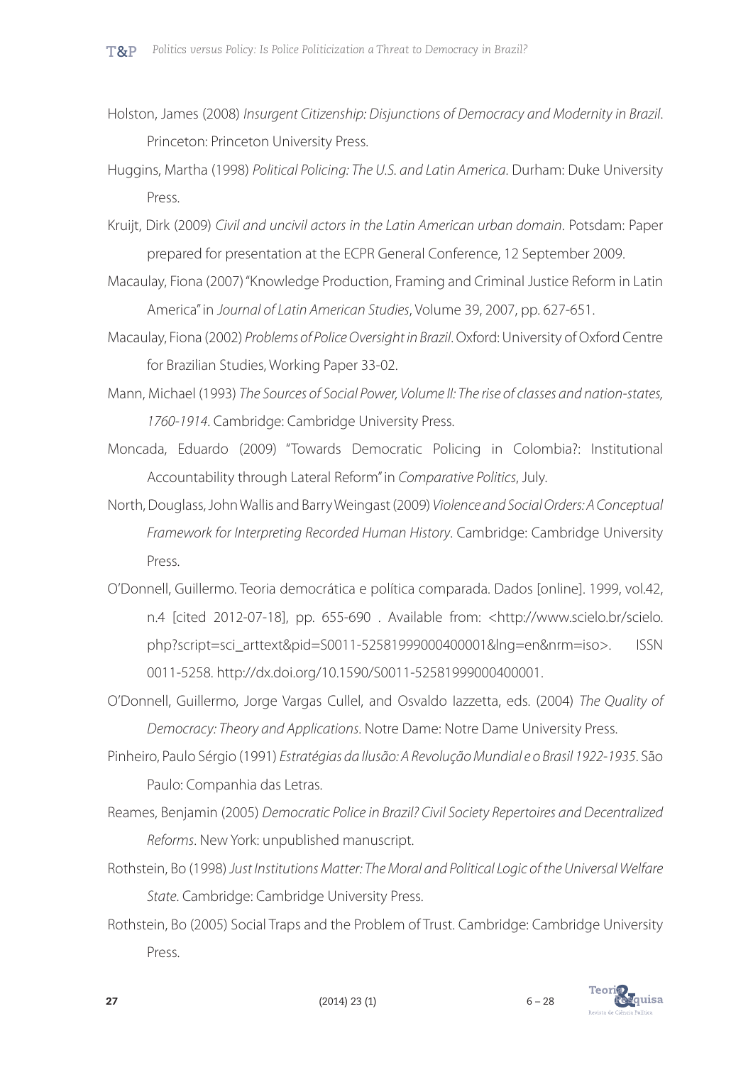Holston, James (2008) *Insurgent Citizenship: Disjunctions of Democracy and Modernity in Brazil*. Princeton: Princeton University Press.

Huggins, Martha (1998) *Political Policing: The U.S. and Latin America*. Durham: Duke University Press.

Kruijt, Dirk (2009) *Civil and uncivil actors in the Latin American urban domain*. Potsdam: Paper prepared for presentation at the ECPR General Conference, 12 September 2009.

Macaulay, Fiona (2007) "Knowledge Production, Framing and Criminal Justice Reform in Latin America" in *Journal of Latin American Studies*, Volume 39, 2007, pp. 627-651.

Macaulay, Fiona (2002) *Problems of Police Oversight in Brazil*. Oxford: University of Oxford Centre for Brazilian Studies, Working Paper 33-02.

Mann, Michael (1993) *The Sources of Social Power, Volume II: The rise of classes and nation-states, 1760-1914*. Cambridge: Cambridge University Press.

Moncada, Eduardo (2009) "Towards Democratic Policing in Colombia?: Institutional Accountability through Lateral Reform" in *Comparative Politics*, July.

North, Douglass, John Wallis and Barry Weingast (2009) *Violence and Social Orders: A Conceptual Framework for Interpreting Recorded Human History*. Cambridge: Cambridge University Press.

O'Donnell, Guillermo. Teoria democrática e política comparada. Dados [online]. 1999, vol.42, n.4 [cited 2012-07-18], pp. 655-690 . Available from: <http://www.scielo.br/scielo.php?script=sci_arttext&pid=S0011-52581999000400001&lng=en&nrm=iso>. ISSN 0011-5258. http://dx.doi.org/10.1590/S0011-52581999000400001.

O'Donnell, Guillermo, Jorge Vargas Cullel, and Osvaldo Iazzetta, eds. (2004) *The Quality of Democracy: Theory and Applications*. Notre Dame: Notre Dame University Press.

Pinheiro, Paulo Sérgio (1991) *Estratégias da Ilusão: A Revolução Mundial e o Brasil 1922-1935*. São Paulo: Companhia das Letras.

Reames, Benjamin (2005) *Democratic Police in Brazil? Civil Society Repertoires and Decentralized Reforms*. New York: unpublished manuscript.

Rothstein, Bo (1998) *Just Institutions Matter: The Moral and Political Logic of the Universal Welfare State*. Cambridge: Cambridge University Press.

Rothstein, Bo (2005) Social Traps and the Problem of Trust. Cambridge: Cambridge University Press.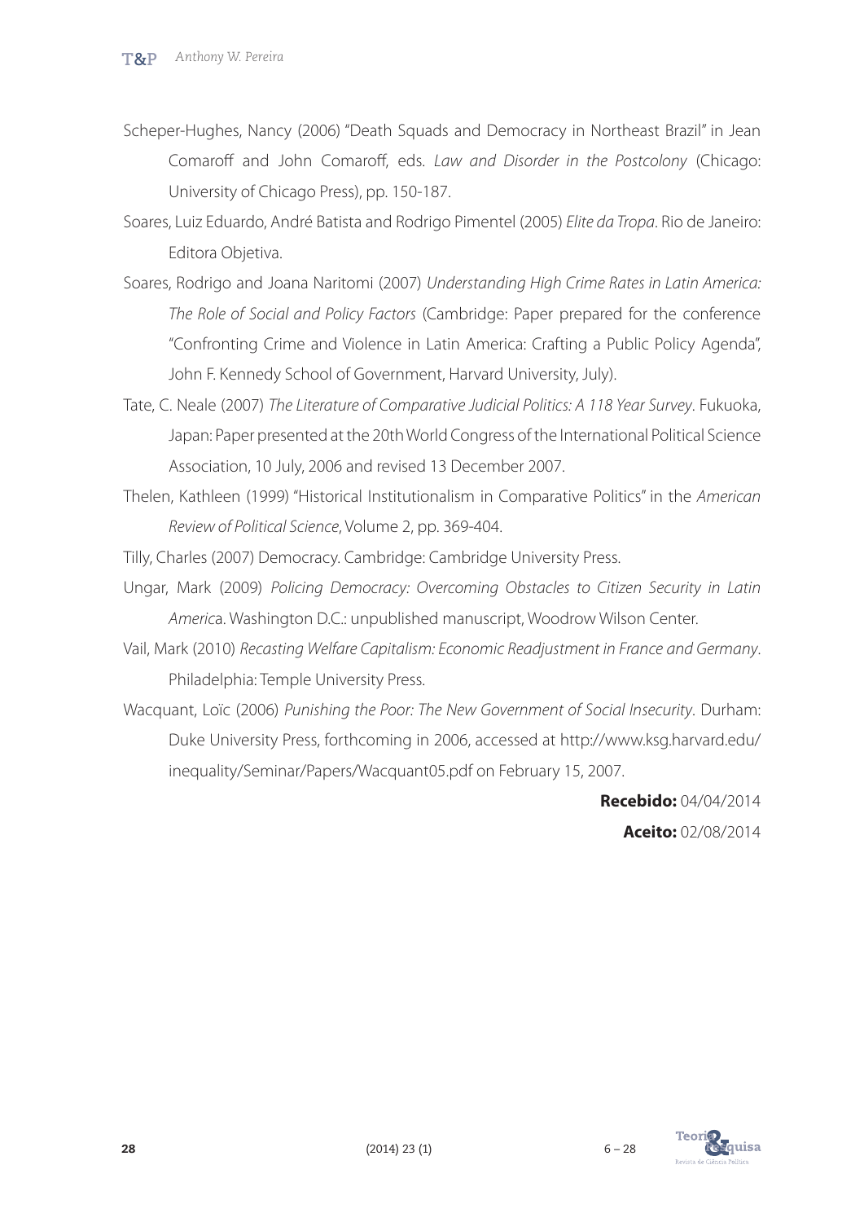Scheper-Hughes, Nancy (2006) "Death Squads and Democracy in Northeast Brazil" in Jean Comaroff and John Comaroff, eds. *Law and Disorder in the Postcolony* (Chicago: University of Chicago Press), pp. 150-187.

Soares, Luiz Eduardo, André Batista and Rodrigo Pimentel (2005) *Elite da Tropa*. Rio de Janeiro: Editora Objetiva.

Soares, Rodrigo and Joana Naritomi (2007) *Understanding High Crime Rates in Latin America: The Role of Social and Policy Factors* (Cambridge: Paper prepared for the conference "Confronting Crime and Violence in Latin America: Crafting a Public Policy Agenda", John F. Kennedy School of Government, Harvard University, July).

Tate, C. Neale (2007) *The Literature of Comparative Judicial Politics: A 118 Year Survey*. Fukuoka, Japan: Paper presented at the 20th World Congress of the International Political Science Association, 10 July, 2006 and revised 13 December 2007.

Thelen, Kathleen (1999) "Historical Institutionalism in Comparative Politics" in the *American Review of Political Science*, Volume 2, pp. 369-404.

Tilly, Charles (2007) Democracy. Cambridge: Cambridge University Press.

Ungar, Mark (2009) *Policing Democracy: Overcoming Obstacles to Citizen Security in Latin America*. Washington D.C.: unpublished manuscript, Woodrow Wilson Center.

Vail, Mark (2010) *Recasting Welfare Capitalism: Economic Readjustment in France and Germany*. Philadelphia: Temple University Press.

Wacquant, Loïc (2006) *Punishing the Poor: The New Government of Social Insecurity*. Durham: Duke University Press, forthcoming in 2006, accessed at http://www.ksg.harvard.edu/inequality/Seminar/Papers/Wacquant05.pdf on February 15, 2007.

**Recebido:** 04/04/2014

**Aceito:** 02/08/2014